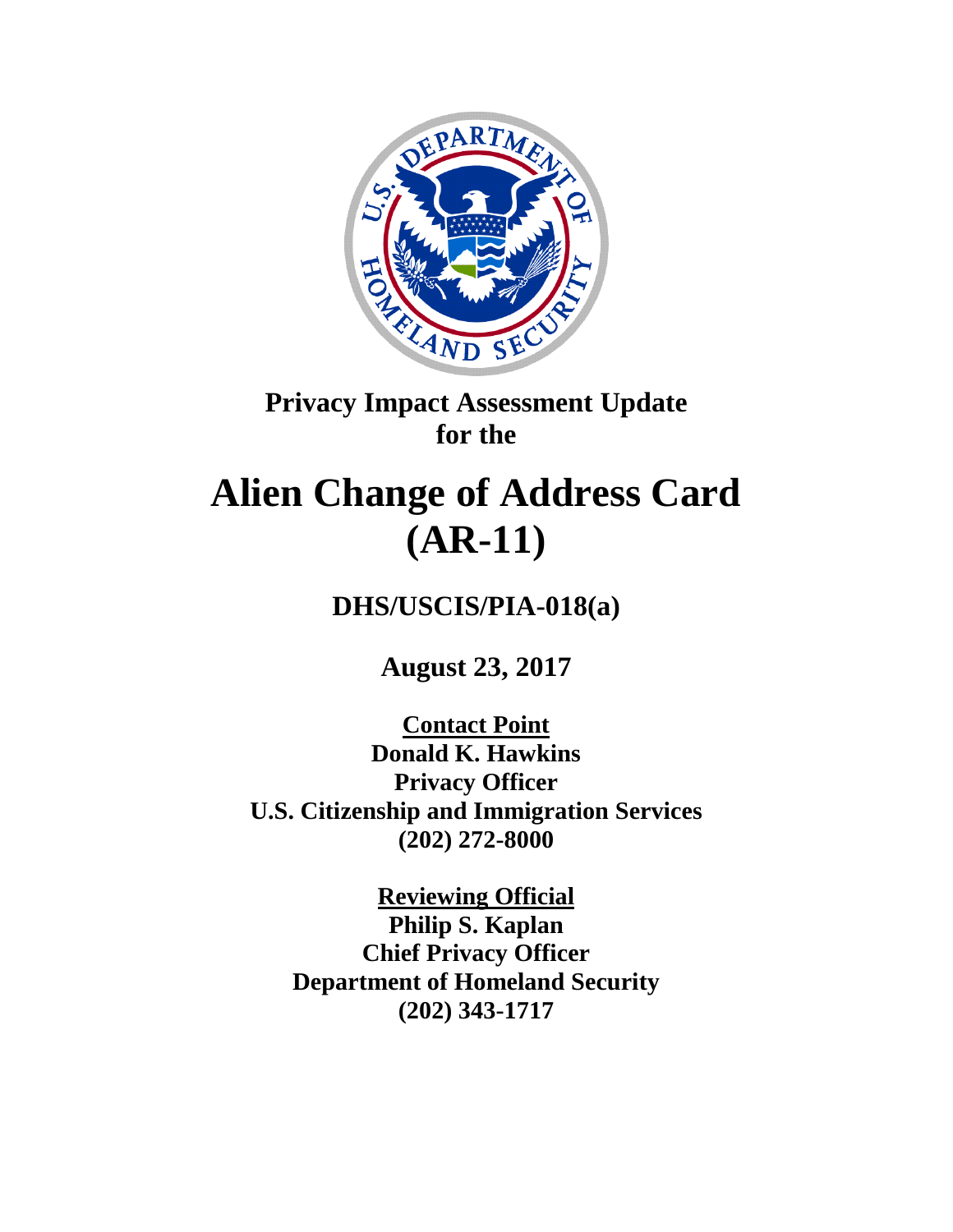**Privacy Impact Assessment Update for the**

# Alien Change of Address Card (AR-11)

**DHS/USCIS/PIA-018(a)**

**August 23, 2017**

**Contact Point**
**Donald K. Hawkins**
**Privacy Officer**
**U.S. Citizenship and Immigration Services**
**(202) 272-8000**

**Reviewing Official**
**Philip S. Kaplan**
**Chief Privacy Officer**
**Department of Homeland Security**
**(202) 343-1717**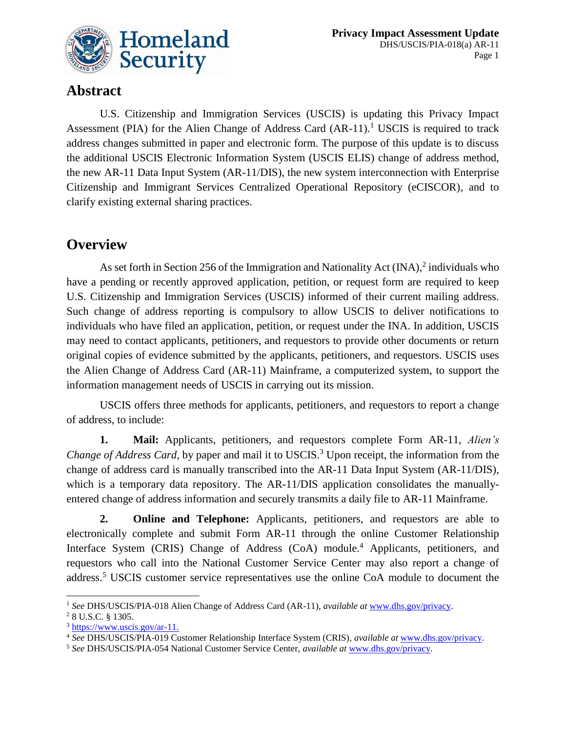## Abstract

U.S. Citizenship and Immigration Services (USCIS) is updating this Privacy Impact Assessment (PIA) for the Alien Change of Address Card (AR-11).[1] USCIS is required to track address changes submitted in paper and electronic form. The purpose of this update is to discuss the additional USCIS Electronic Information System (USCIS ELIS) change of address method, the new AR-11 Data Input System (AR-11/DIS), the new system interconnection with Enterprise Citizenship and Immigrant Services Centralized Operational Repository (eCISCOR), and to clarify existing external sharing practices.

## Overview

As set forth in Section 256 of the Immigration and Nationality Act (INA),[2] individuals who have a pending or recently approved application, petition, or request form are required to keep U.S. Citizenship and Immigration Services (USCIS) informed of their current mailing address. Such change of address reporting is compulsory to allow USCIS to deliver notifications to individuals who have filed an application, petition, or request under the INA. In addition, USCIS may need to contact applicants, petitioners, and requestors to provide other documents or return original copies of evidence submitted by the applicants, petitioners, and requestors. USCIS uses the Alien Change of Address Card (AR-11) Mainframe, a computerized system, to support the information management needs of USCIS in carrying out its mission.

USCIS offers three methods for applicants, petitioners, and requestors to report a change of address, to include:

**1. Mail:** Applicants, petitioners, and requestors complete Form AR-11, *Alien's Change of Address Card*, by paper and mail it to USCIS.[3] Upon receipt, the information from the change of address card is manually transcribed into the AR-11 Data Input System (AR-11/DIS), which is a temporary data repository. The AR-11/DIS application consolidates the manually-entered change of address information and securely transmits a daily file to AR-11 Mainframe.

**2. Online and Telephone:** Applicants, petitioners, and requestors are able to electronically complete and submit Form AR-11 through the online Customer Relationship Interface System (CRIS) Change of Address (CoA) module.[4] Applicants, petitioners, and requestors who call into the National Customer Service Center may also report a change of address.[5] USCIS customer service representatives use the online CoA module to document the

---

[1] *See* DHS/USCIS/PIA-018 Alien Change of Address Card (AR-11), *available at* www.dhs.gov/privacy.

[2] 8 U.S.C. § 1305.

[3] https://www.uscis.gov/ar-11.

[4] *See* DHS/USCIS/PIA-019 Customer Relationship Interface System (CRIS), *available at* www.dhs.gov/privacy.

[5] *See* DHS/USCIS/PIA-054 National Customer Service Center, *available at* www.dhs.gov/privacy.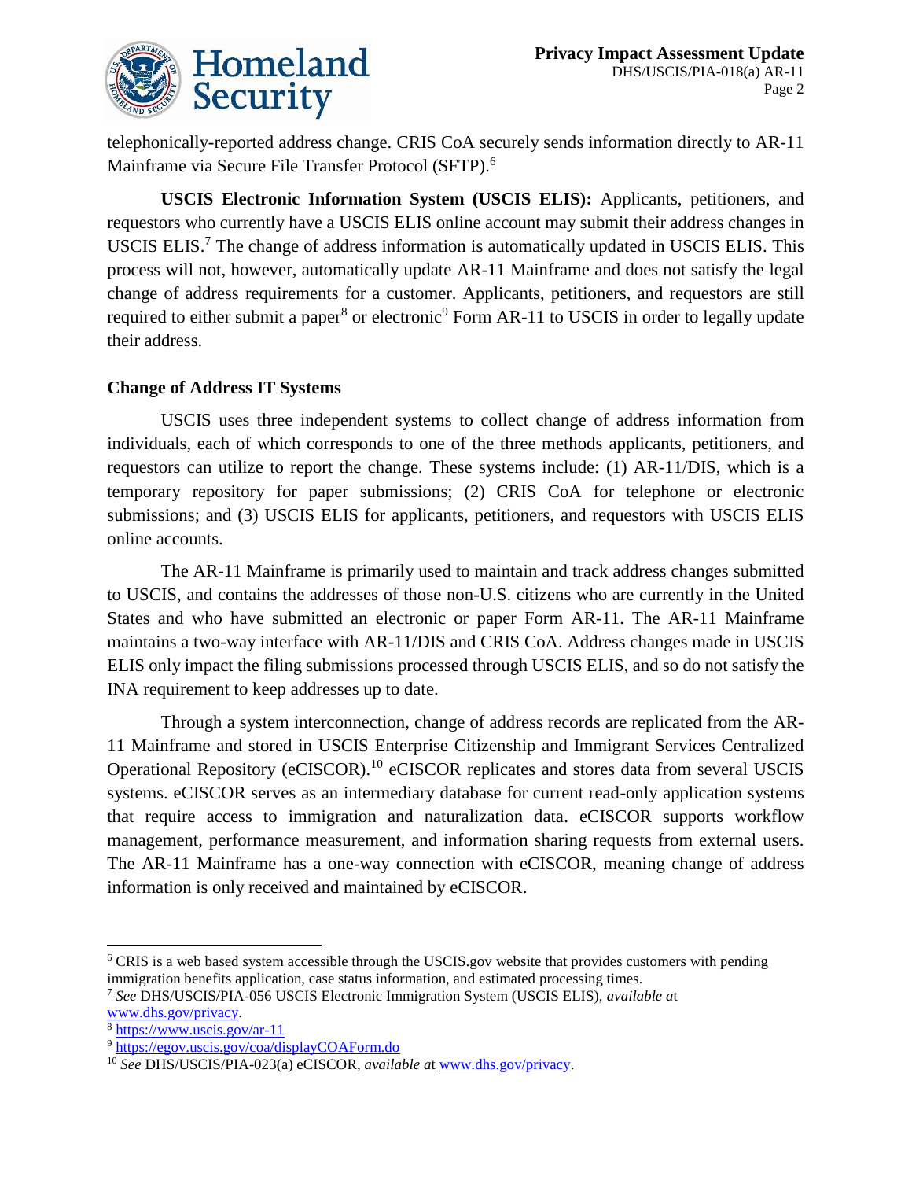telephonically-reported address change. CRIS CoA securely sends information directly to AR-11 Mainframe via Secure File Transfer Protocol (SFTP).[6]

**USCIS Electronic Information System (USCIS ELIS):** Applicants, petitioners, and requestors who currently have a USCIS ELIS online account may submit their address changes in USCIS ELIS.[7] The change of address information is automatically updated in USCIS ELIS. This process will not, however, automatically update AR-11 Mainframe and does not satisfy the legal change of address requirements for a customer. Applicants, petitioners, and requestors are still required to either submit a paper[8] or electronic[9] Form AR-11 to USCIS in order to legally update their address.

**Change of Address IT Systems**

USCIS uses three independent systems to collect change of address information from individuals, each of which corresponds to one of the three methods applicants, petitioners, and requestors can utilize to report the change. These systems include: (1) AR-11/DIS, which is a temporary repository for paper submissions; (2) CRIS CoA for telephone or electronic submissions; and (3) USCIS ELIS for applicants, petitioners, and requestors with USCIS ELIS online accounts.

The AR-11 Mainframe is primarily used to maintain and track address changes submitted to USCIS, and contains the addresses of those non-U.S. citizens who are currently in the United States and who have submitted an electronic or paper Form AR-11. The AR-11 Mainframe maintains a two-way interface with AR-11/DIS and CRIS CoA. Address changes made in USCIS ELIS only impact the filing submissions processed through USCIS ELIS, and so do not satisfy the INA requirement to keep addresses up to date.

Through a system interconnection, change of address records are replicated from the AR-11 Mainframe and stored in USCIS Enterprise Citizenship and Immigrant Services Centralized Operational Repository (eCISCOR).[10] eCISCOR replicates and stores data from several USCIS systems. eCISCOR serves as an intermediary database for current read-only application systems that require access to immigration and naturalization data. eCISCOR supports workflow management, performance measurement, and information sharing requests from external users. The AR-11 Mainframe has a one-way connection with eCISCOR, meaning change of address information is only received and maintained by eCISCOR.

---

[6] CRIS is a web based system accessible through the USCIS.gov website that provides customers with pending immigration benefits application, case status information, and estimated processing times.

[7] *See* DHS/USCIS/PIA-056 USCIS Electronic Immigration System (USCIS ELIS), *available a*t www.dhs.gov/privacy.

[8] https://www.uscis.gov/ar-11

[9] https://egov.uscis.gov/coa/displayCOAForm.do

[10] *See* DHS/USCIS/PIA-023(a) eCISCOR, *available a*t www.dhs.gov/privacy.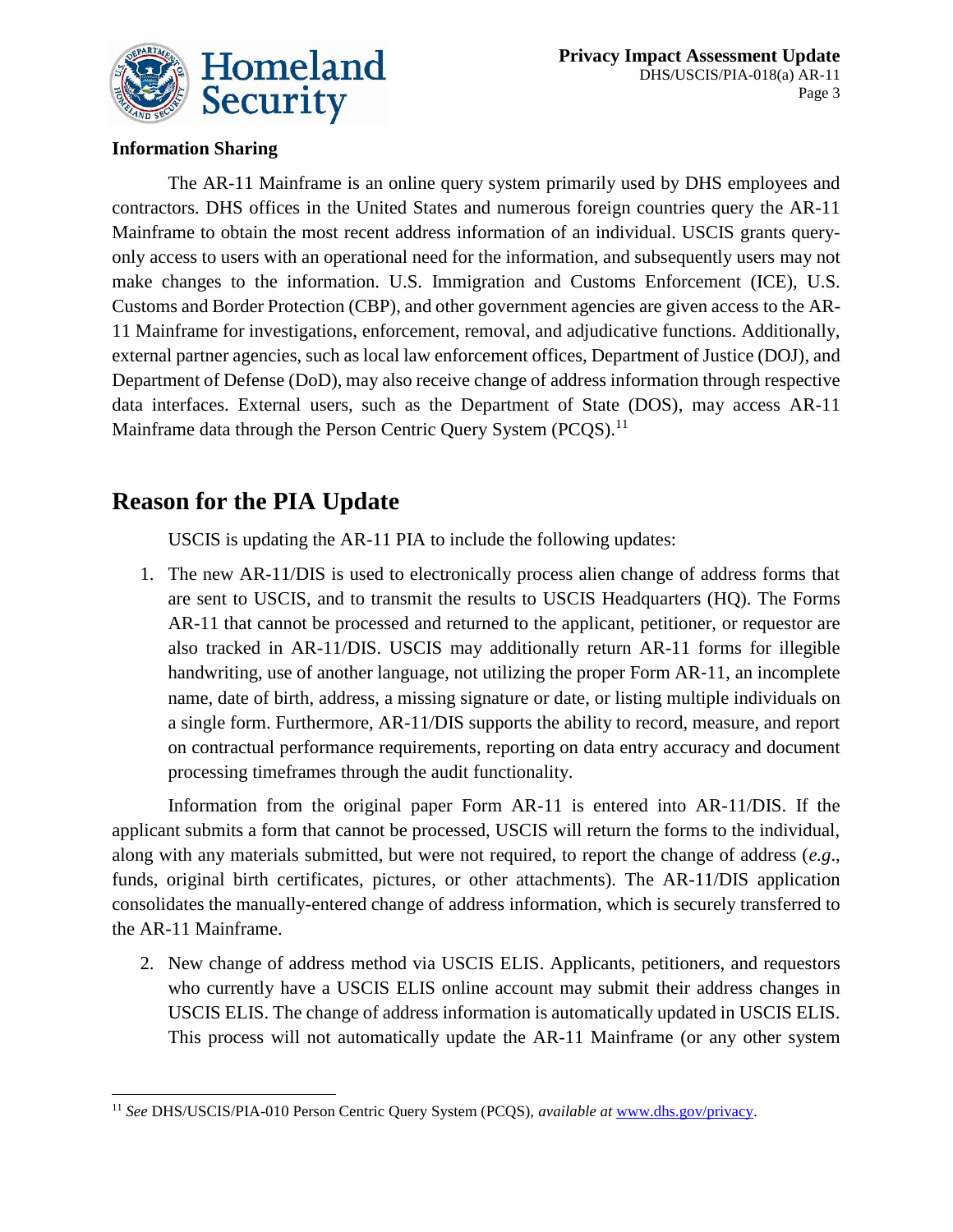**Information Sharing**

The AR-11 Mainframe is an online query system primarily used by DHS employees and contractors. DHS offices in the United States and numerous foreign countries query the AR-11 Mainframe to obtain the most recent address information of an individual. USCIS grants query-only access to users with an operational need for the information, and subsequently users may not make changes to the information. U.S. Immigration and Customs Enforcement (ICE), U.S. Customs and Border Protection (CBP), and other government agencies are given access to the AR-11 Mainframe for investigations, enforcement, removal, and adjudicative functions. Additionally, external partner agencies, such as local law enforcement offices, Department of Justice (DOJ), and Department of Defense (DoD), may also receive change of address information through respective data interfaces. External users, such as the Department of State (DOS), may access AR-11 Mainframe data through the Person Centric Query System (PCQS).[11]

## Reason for the PIA Update

USCIS is updating the AR-11 PIA to include the following updates:

1. The new AR-11/DIS is used to electronically process alien change of address forms that are sent to USCIS, and to transmit the results to USCIS Headquarters (HQ). The Forms AR-11 that cannot be processed and returned to the applicant, petitioner, or requestor are also tracked in AR-11/DIS. USCIS may additionally return AR-11 forms for illegible handwriting, use of another language, not utilizing the proper Form AR-11, an incomplete name, date of birth, address, a missing signature or date, or listing multiple individuals on a single form. Furthermore, AR-11/DIS supports the ability to record, measure, and report on contractual performance requirements, reporting on data entry accuracy and document processing timeframes through the audit functionality.

Information from the original paper Form AR-11 is entered into AR-11/DIS. If the applicant submits a form that cannot be processed, USCIS will return the forms to the individual, along with any materials submitted, but were not required, to report the change of address (*e.g*., funds, original birth certificates, pictures, or other attachments). The AR-11/DIS application consolidates the manually-entered change of address information, which is securely transferred to the AR-11 Mainframe.

2. New change of address method via USCIS ELIS. Applicants, petitioners, and requestors who currently have a USCIS ELIS online account may submit their address changes in USCIS ELIS. The change of address information is automatically updated in USCIS ELIS. This process will not automatically update the AR-11 Mainframe (or any other system

[11] *See* DHS/USCIS/PIA-010 Person Centric Query System (PCQS), *available at* www.dhs.gov/privacy.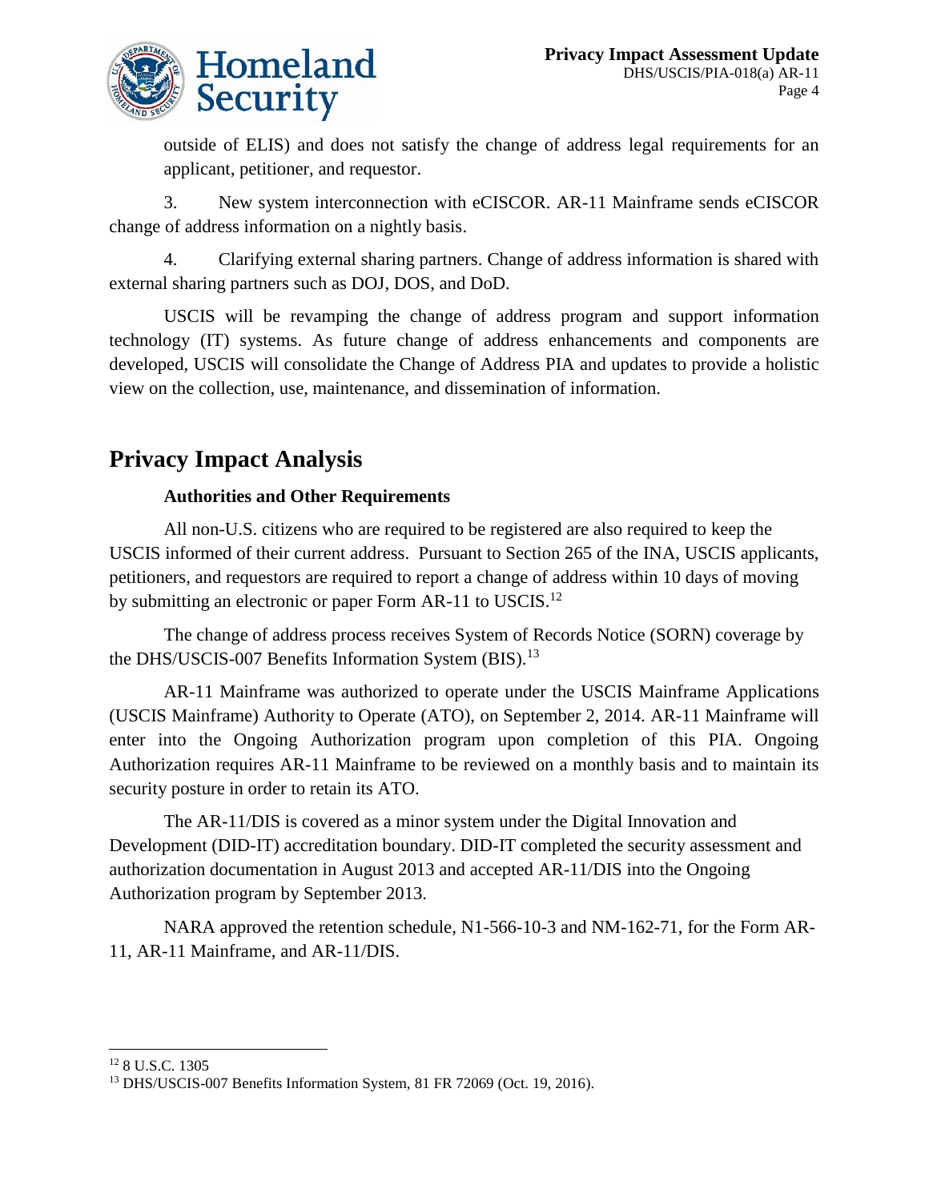outside of ELIS) and does not satisfy the change of address legal requirements for an applicant, petitioner, and requestor.

3. New system interconnection with eCISCOR. AR-11 Mainframe sends eCISCOR change of address information on a nightly basis.

4. Clarifying external sharing partners. Change of address information is shared with external sharing partners such as DOJ, DOS, and DoD.

USCIS will be revamping the change of address program and support information technology (IT) systems. As future change of address enhancements and components are developed, USCIS will consolidate the Change of Address PIA and updates to provide a holistic view on the collection, use, maintenance, and dissemination of information.

## Privacy Impact Analysis

### Authorities and Other Requirements

All non-U.S. citizens who are required to be registered are also required to keep the USCIS informed of their current address. Pursuant to Section 265 of the INA, USCIS applicants, petitioners, and requestors are required to report a change of address within 10 days of moving by submitting an electronic or paper Form AR-11 to USCIS.[12]

The change of address process receives System of Records Notice (SORN) coverage by the DHS/USCIS-007 Benefits Information System (BIS).[13]

AR-11 Mainframe was authorized to operate under the USCIS Mainframe Applications (USCIS Mainframe) Authority to Operate (ATO), on September 2, 2014. AR-11 Mainframe will enter into the Ongoing Authorization program upon completion of this PIA. Ongoing Authorization requires AR-11 Mainframe to be reviewed on a monthly basis and to maintain its security posture in order to retain its ATO.

The AR-11/DIS is covered as a minor system under the Digital Innovation and Development (DID-IT) accreditation boundary. DID-IT completed the security assessment and authorization documentation in August 2013 and accepted AR-11/DIS into the Ongoing Authorization program by September 2013.

NARA approved the retention schedule, N1-566-10-3 and NM-162-71, for the Form AR-11, AR-11 Mainframe, and AR-11/DIS.

---

[12] 8 U.S.C. 1305

[13] DHS/USCIS-007 Benefits Information System, 81 FR 72069 (Oct. 19, 2016).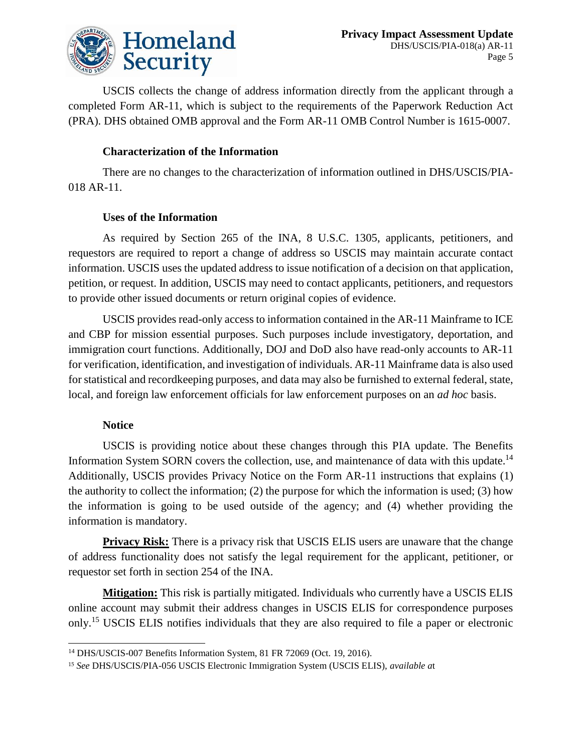USCIS collects the change of address information directly from the applicant through a completed Form AR-11, which is subject to the requirements of the Paperwork Reduction Act (PRA). DHS obtained OMB approval and the Form AR-11 OMB Control Number is 1615-0007.

### Characterization of the Information

There are no changes to the characterization of information outlined in DHS/USCIS/PIA-018 AR-11.

### Uses of the Information

As required by Section 265 of the INA, 8 U.S.C. 1305, applicants, petitioners, and requestors are required to report a change of address so USCIS may maintain accurate contact information. USCIS uses the updated address to issue notification of a decision on that application, petition, or request. In addition, USCIS may need to contact applicants, petitioners, and requestors to provide other issued documents or return original copies of evidence.

USCIS provides read-only access to information contained in the AR-11 Mainframe to ICE and CBP for mission essential purposes. Such purposes include investigatory, deportation, and immigration court functions. Additionally, DOJ and DoD also have read-only accounts to AR-11 for verification, identification, and investigation of individuals. AR-11 Mainframe data is also used for statistical and recordkeeping purposes, and data may also be furnished to external federal, state, local, and foreign law enforcement officials for law enforcement purposes on an *ad hoc* basis.

### Notice

USCIS is providing notice about these changes through this PIA update. The Benefits Information System SORN covers the collection, use, and maintenance of data with this update.[14] Additionally, USCIS provides Privacy Notice on the Form AR-11 instructions that explains (1) the authority to collect the information; (2) the purpose for which the information is used; (3) how the information is going to be used outside of the agency; and (4) whether providing the information is mandatory.

**Privacy Risk:** There is a privacy risk that USCIS ELIS users are unaware that the change of address functionality does not satisfy the legal requirement for the applicant, petitioner, or requestor set forth in section 254 of the INA.

**Mitigation:** This risk is partially mitigated. Individuals who currently have a USCIS ELIS online account may submit their address changes in USCIS ELIS for correspondence purposes only.[15] USCIS ELIS notifies individuals that they are also required to file a paper or electronic

---

[14] DHS/USCIS-007 Benefits Information System, 81 FR 72069 (Oct. 19, 2016).

[15] *See* DHS/USCIS/PIA-056 USCIS Electronic Immigration System (USCIS ELIS), *available a*t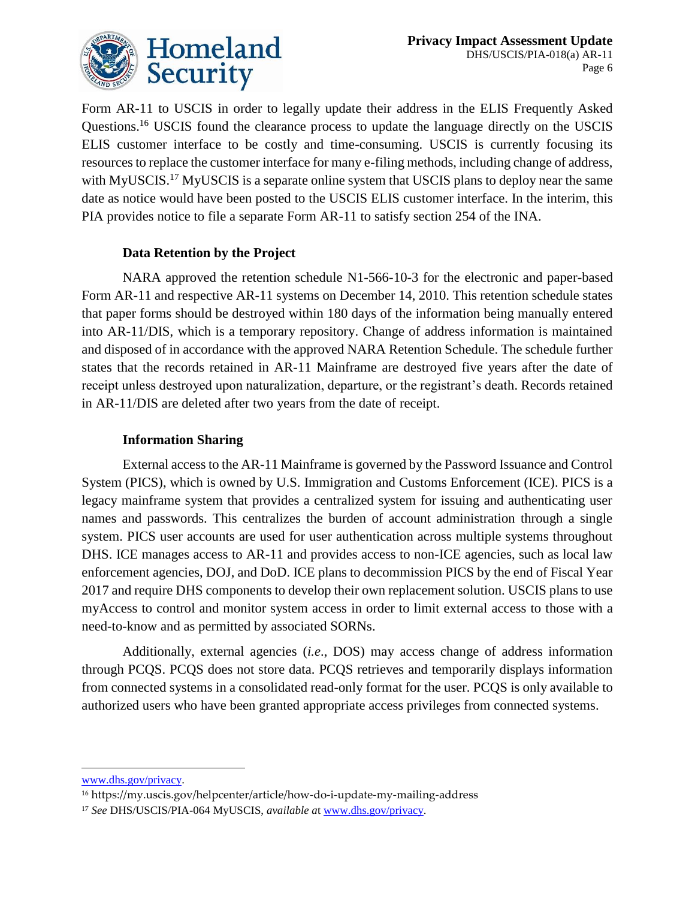Form AR-11 to USCIS in order to legally update their address in the ELIS Frequently Asked Questions.[16] USCIS found the clearance process to update the language directly on the USCIS ELIS customer interface to be costly and time-consuming. USCIS is currently focusing its resources to replace the customer interface for many e-filing methods, including change of address, with MyUSCIS.[17] MyUSCIS is a separate online system that USCIS plans to deploy near the same date as notice would have been posted to the USCIS ELIS customer interface. In the interim, this PIA provides notice to file a separate Form AR-11 to satisfy section 254 of the INA.

**Data Retention by the Project**

NARA approved the retention schedule N1-566-10-3 for the electronic and paper-based Form AR-11 and respective AR-11 systems on December 14, 2010. This retention schedule states that paper forms should be destroyed within 180 days of the information being manually entered into AR-11/DIS, which is a temporary repository. Change of address information is maintained and disposed of in accordance with the approved NARA Retention Schedule. The schedule further states that the records retained in AR-11 Mainframe are destroyed five years after the date of receipt unless destroyed upon naturalization, departure, or the registrant's death. Records retained in AR-11/DIS are deleted after two years from the date of receipt.

**Information Sharing**

External access to the AR-11 Mainframe is governed by the Password Issuance and Control System (PICS), which is owned by U.S. Immigration and Customs Enforcement (ICE). PICS is a legacy mainframe system that provides a centralized system for issuing and authenticating user names and passwords. This centralizes the burden of account administration through a single system. PICS user accounts are used for user authentication across multiple systems throughout DHS. ICE manages access to AR-11 and provides access to non-ICE agencies, such as local law enforcement agencies, DOJ, and DoD. ICE plans to decommission PICS by the end of Fiscal Year 2017 and require DHS components to develop their own replacement solution. USCIS plans to use myAccess to control and monitor system access in order to limit external access to those with a need-to-know and as permitted by associated SORNs.

Additionally, external agencies (*i.e*., DOS) may access change of address information through PCQS. PCQS does not store data. PCQS retrieves and temporarily displays information from connected systems in a consolidated read-only format for the user. PCQS is only available to authorized users who have been granted appropriate access privileges from connected systems.

---

www.dhs.gov/privacy.

[16] https://my.uscis.gov/helpcenter/article/how-do-i-update-my-mailing-address

[17] *See* DHS/USCIS/PIA-064 MyUSCIS, *available at* www.dhs.gov/privacy.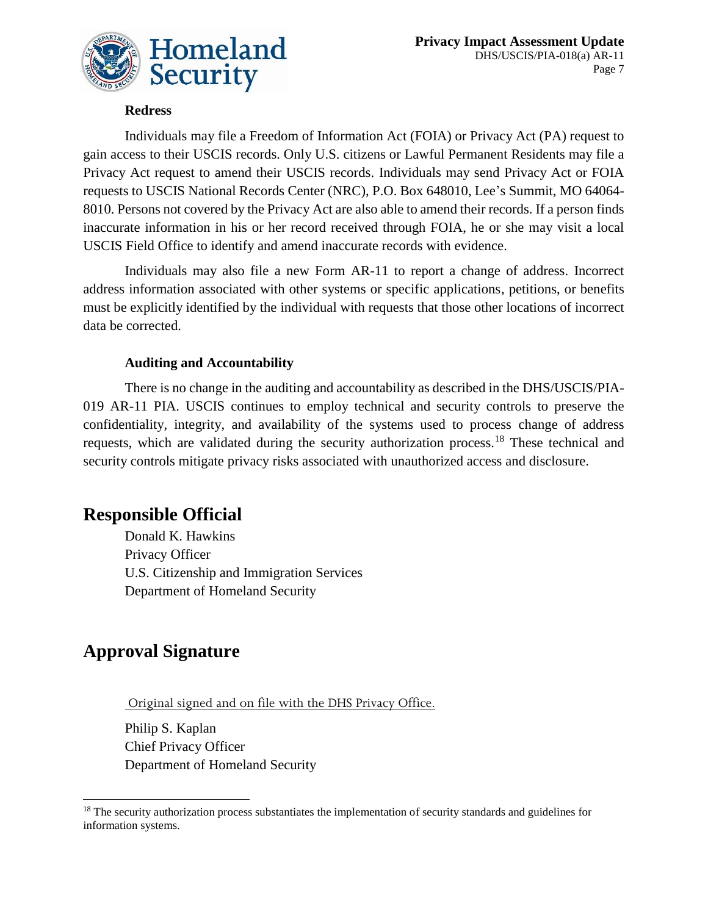**Redress**

Individuals may file a Freedom of Information Act (FOIA) or Privacy Act (PA) request to gain access to their USCIS records. Only U.S. citizens or Lawful Permanent Residents may file a Privacy Act request to amend their USCIS records. Individuals may send Privacy Act or FOIA requests to USCIS National Records Center (NRC), P.O. Box 648010, Lee's Summit, MO 64064-8010. Persons not covered by the Privacy Act are also able to amend their records. If a person finds inaccurate information in his or her record received through FOIA, he or she may visit a local USCIS Field Office to identify and amend inaccurate records with evidence.

Individuals may also file a new Form AR-11 to report a change of address. Incorrect address information associated with other systems or specific applications, petitions, or benefits must be explicitly identified by the individual with requests that those other locations of incorrect data be corrected.

**Auditing and Accountability**

There is no change in the auditing and accountability as described in the DHS/USCIS/PIA-019 AR-11 PIA. USCIS continues to employ technical and security controls to preserve the confidentiality, integrity, and availability of the systems used to process change of address requests, which are validated during the security authorization process.[18] These technical and security controls mitigate privacy risks associated with unauthorized access and disclosure.

## Responsible Official

Donald K. Hawkins
Privacy Officer
U.S. Citizenship and Immigration Services
Department of Homeland Security

## Approval Signature

Original signed and on file with the DHS Privacy Office.

Philip S. Kaplan
Chief Privacy Officer
Department of Homeland Security

[18] The security authorization process substantiates the implementation of security standards and guidelines for information systems.